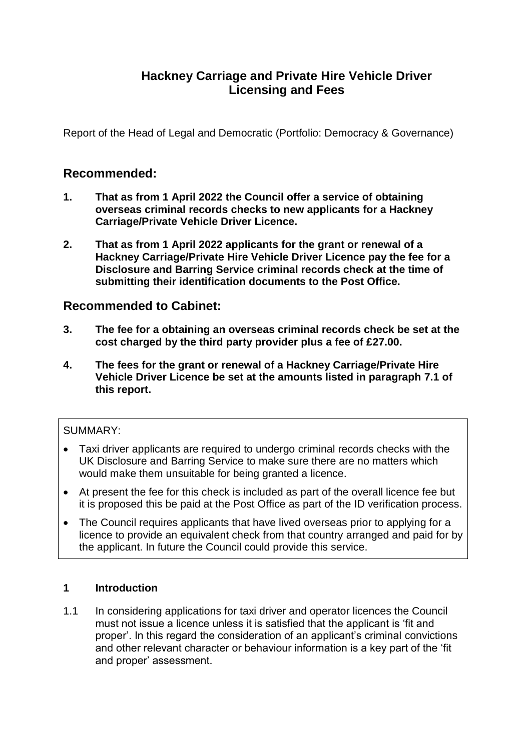# Hackney Carriage and Private Hire Vehicle Driver Licensing and Fees

Report of the Head of Legal and Democratic (Portfolio: Democracy & Governance)

## Recommended:

1. **That as from 1 April 2022 the Council offer a service of obtaining overseas criminal records checks to new applicants for a Hackney Carriage/Private Vehicle Driver Licence.**

2. **That as from 1 April 2022 applicants for the grant or renewal of a Hackney Carriage/Private Hire Vehicle Driver Licence pay the fee for a Disclosure and Barring Service criminal records check at the time of submitting their identification documents to the Post Office.**

## Recommended to Cabinet:

3. **The fee for a obtaining an overseas criminal records check be set at the cost charged by the third party provider plus a fee of £27.00.**

4. **The fees for the grant or renewal of a Hackney Carriage/Private Hire Vehicle Driver Licence be set at the amounts listed in paragraph 7.1 of this report.**

SUMMARY:

- Taxi driver applicants are required to undergo criminal records checks with the UK Disclosure and Barring Service to make sure there are no matters which would make them unsuitable for being granted a licence.
- At present the fee for this check is included as part of the overall licence fee but it is proposed this be paid at the Post Office as part of the ID verification process.
- The Council requires applicants that have lived overseas prior to applying for a licence to provide an equivalent check from that country arranged and paid for by the applicant. In future the Council could provide this service.

### 1 Introduction

1.1 In considering applications for taxi driver and operator licences the Council must not issue a licence unless it is satisfied that the applicant is 'fit and proper'. In this regard the consideration of an applicant's criminal convictions and other relevant character or behaviour information is a key part of the 'fit and proper' assessment.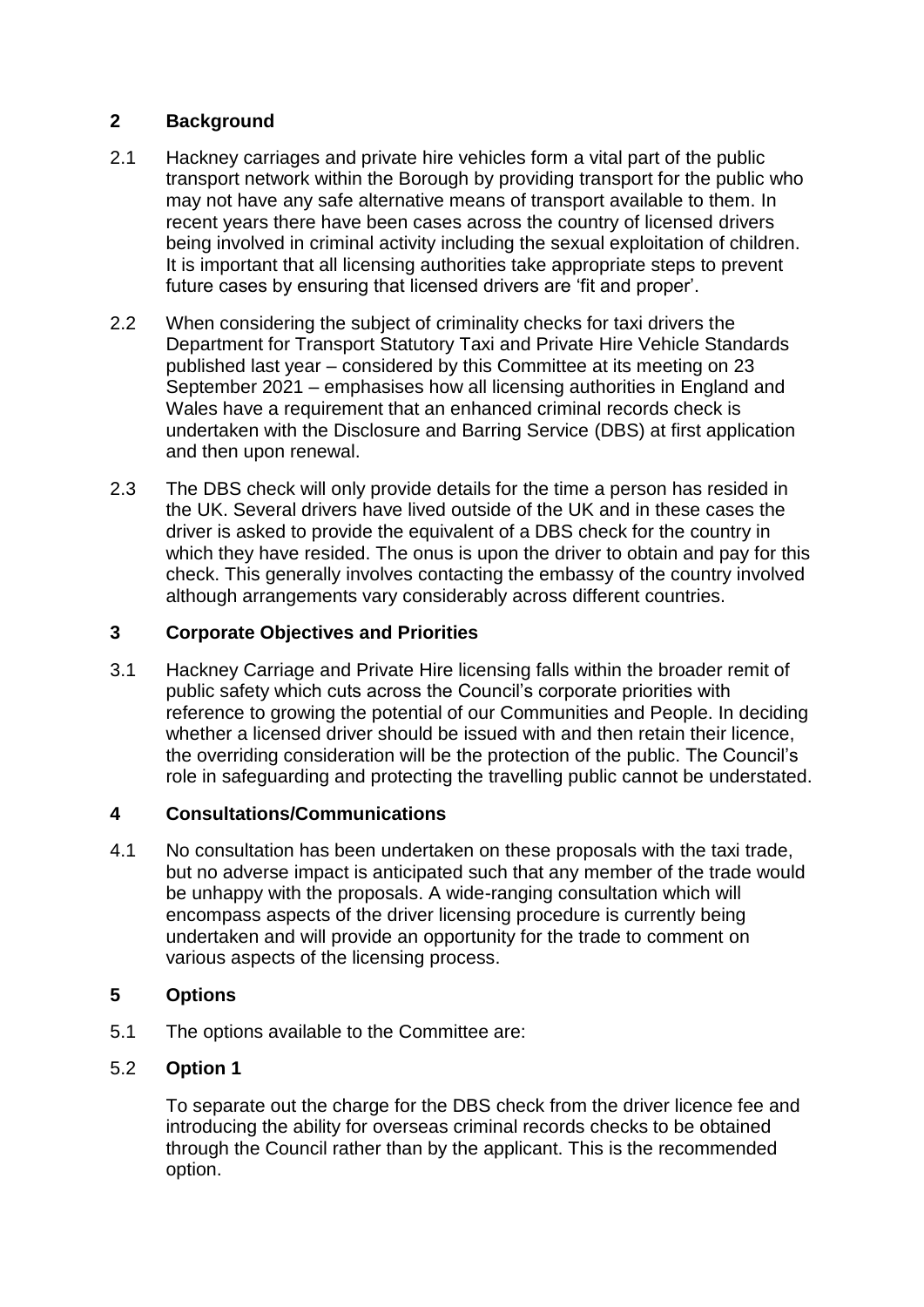## 2 Background

2.1 Hackney carriages and private hire vehicles form a vital part of the public transport network within the Borough by providing transport for the public who may not have any safe alternative means of transport available to them. In recent years there have been cases across the country of licensed drivers being involved in criminal activity including the sexual exploitation of children. It is important that all licensing authorities take appropriate steps to prevent future cases by ensuring that licensed drivers are 'fit and proper'.

2.2 When considering the subject of criminality checks for taxi drivers the Department for Transport Statutory Taxi and Private Hire Vehicle Standards published last year – considered by this Committee at its meeting on 23 September 2021 – emphasises how all licensing authorities in England and Wales have a requirement that an enhanced criminal records check is undertaken with the Disclosure and Barring Service (DBS) at first application and then upon renewal.

2.3 The DBS check will only provide details for the time a person has resided in the UK. Several drivers have lived outside of the UK and in these cases the driver is asked to provide the equivalent of a DBS check for the country in which they have resided. The onus is upon the driver to obtain and pay for this check. This generally involves contacting the embassy of the country involved although arrangements vary considerably across different countries.

## 3 Corporate Objectives and Priorities

3.1 Hackney Carriage and Private Hire licensing falls within the broader remit of public safety which cuts across the Council's corporate priorities with reference to growing the potential of our Communities and People. In deciding whether a licensed driver should be issued with and then retain their licence, the overriding consideration will be the protection of the public. The Council's role in safeguarding and protecting the travelling public cannot be understated.

## 4 Consultations/Communications

4.1 No consultation has been undertaken on these proposals with the taxi trade, but no adverse impact is anticipated such that any member of the trade would be unhappy with the proposals. A wide-ranging consultation which will encompass aspects of the driver licensing procedure is currently being undertaken and will provide an opportunity for the trade to comment on various aspects of the licensing process.

## 5 Options

5.1 The options available to the Committee are:

5.2 **Option 1**

To separate out the charge for the DBS check from the driver licence fee and introducing the ability for overseas criminal records checks to be obtained through the Council rather than by the applicant. This is the recommended option.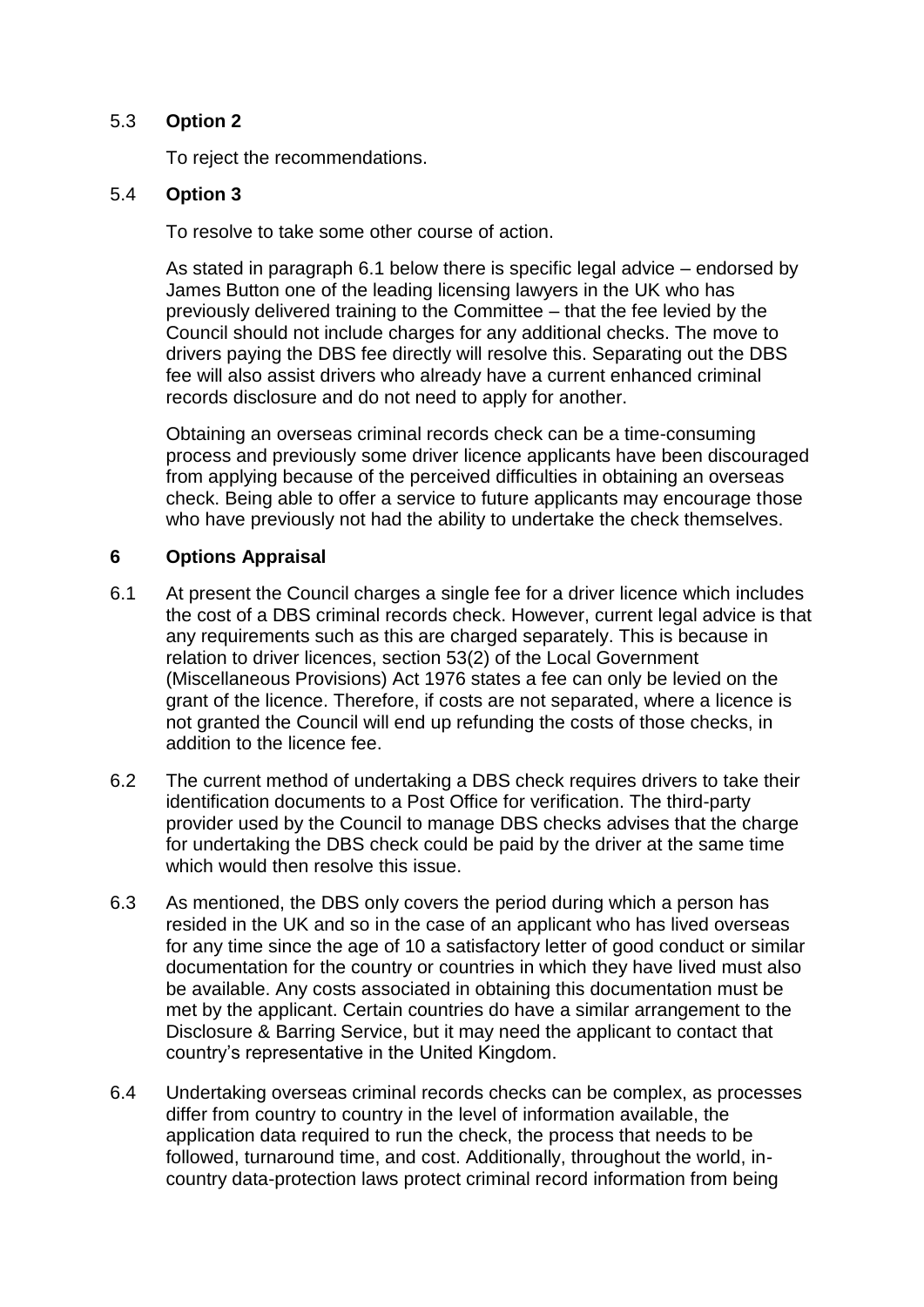5.3 **Option 2**

To reject the recommendations.

5.4 **Option 3**

To resolve to take some other course of action.

As stated in paragraph 6.1 below there is specific legal advice – endorsed by James Button one of the leading licensing lawyers in the UK who has previously delivered training to the Committee – that the fee levied by the Council should not include charges for any additional checks. The move to drivers paying the DBS fee directly will resolve this. Separating out the DBS fee will also assist drivers who already have a current enhanced criminal records disclosure and do not need to apply for another.

Obtaining an overseas criminal records check can be a time-consuming process and previously some driver licence applicants have been discouraged from applying because of the perceived difficulties in obtaining an overseas check. Being able to offer a service to future applicants may encourage those who have previously not had the ability to undertake the check themselves.

## 6 Options Appraisal

6.1 At present the Council charges a single fee for a driver licence which includes the cost of a DBS criminal records check. However, current legal advice is that any requirements such as this are charged separately. This is because in relation to driver licences, section 53(2) of the Local Government (Miscellaneous Provisions) Act 1976 states a fee can only be levied on the grant of the licence. Therefore, if costs are not separated, where a licence is not granted the Council will end up refunding the costs of those checks, in addition to the licence fee.

6.2 The current method of undertaking a DBS check requires drivers to take their identification documents to a Post Office for verification. The third-party provider used by the Council to manage DBS checks advises that the charge for undertaking the DBS check could be paid by the driver at the same time which would then resolve this issue.

6.3 As mentioned, the DBS only covers the period during which a person has resided in the UK and so in the case of an applicant who has lived overseas for any time since the age of 10 a satisfactory letter of good conduct or similar documentation for the country or countries in which they have lived must also be available. Any costs associated in obtaining this documentation must be met by the applicant. Certain countries do have a similar arrangement to the Disclosure & Barring Service, but it may need the applicant to contact that country's representative in the United Kingdom.

6.4 Undertaking overseas criminal records checks can be complex, as processes differ from country to country in the level of information available, the application data required to run the check, the process that needs to be followed, turnaround time, and cost. Additionally, throughout the world, in-country data-protection laws protect criminal record information from being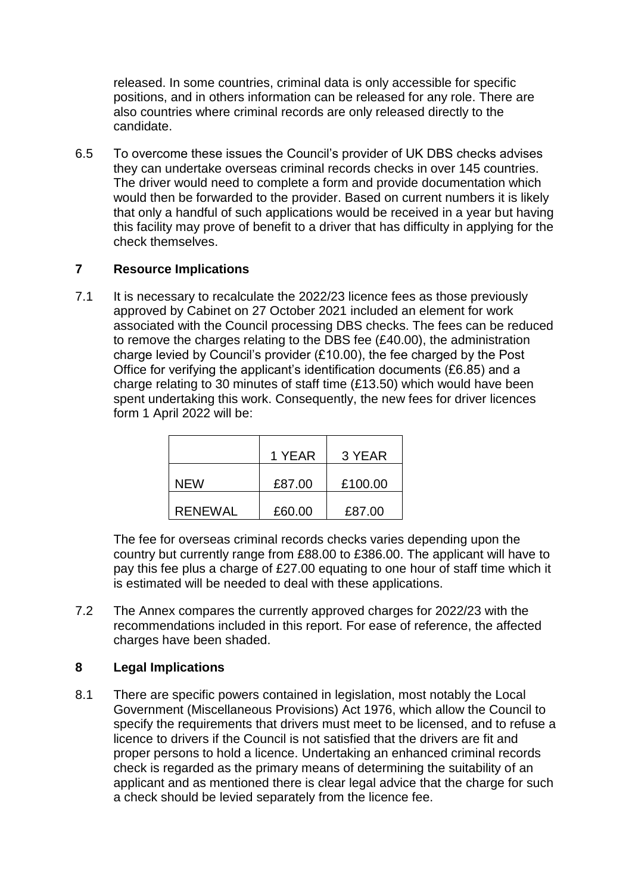released. In some countries, criminal data is only accessible for specific positions, and in others information can be released for any role. There are also countries where criminal records are only released directly to the candidate.

6.5 To overcome these issues the Council's provider of UK DBS checks advises they can undertake overseas criminal records checks in over 145 countries. The driver would need to complete a form and provide documentation which would then be forwarded to the provider. Based on current numbers it is likely that only a handful of such applications would be received in a year but having this facility may prove of benefit to a driver that has difficulty in applying for the check themselves.

## 7 Resource Implications

7.1 It is necessary to recalculate the 2022/23 licence fees as those previously approved by Cabinet on 27 October 2021 included an element for work associated with the Council processing DBS checks. The fees can be reduced to remove the charges relating to the DBS fee (£40.00), the administration charge levied by Council's provider (£10.00), the fee charged by the Post Office for verifying the applicant's identification documents (£6.85) and a charge relating to 30 minutes of staff time (£13.50) which would have been spent undertaking this work. Consequently, the new fees for driver licences form 1 April 2022 will be:

| | 1 YEAR | 3 YEAR |
|---|---|---|
| NEW | £87.00 | £100.00 |
| RENEWAL | £60.00 | £87.00 |

The fee for overseas criminal records checks varies depending upon the country but currently range from £88.00 to £386.00. The applicant will have to pay this fee plus a charge of £27.00 equating to one hour of staff time which it is estimated will be needed to deal with these applications.

7.2 The Annex compares the currently approved charges for 2022/23 with the recommendations included in this report. For ease of reference, the affected charges have been shaded.

## 8 Legal Implications

8.1 There are specific powers contained in legislation, most notably the Local Government (Miscellaneous Provisions) Act 1976, which allow the Council to specify the requirements that drivers must meet to be licensed, and to refuse a licence to drivers if the Council is not satisfied that the drivers are fit and proper persons to hold a licence. Undertaking an enhanced criminal records check is regarded as the primary means of determining the suitability of an applicant and as mentioned there is clear legal advice that the charge for such a check should be levied separately from the licence fee.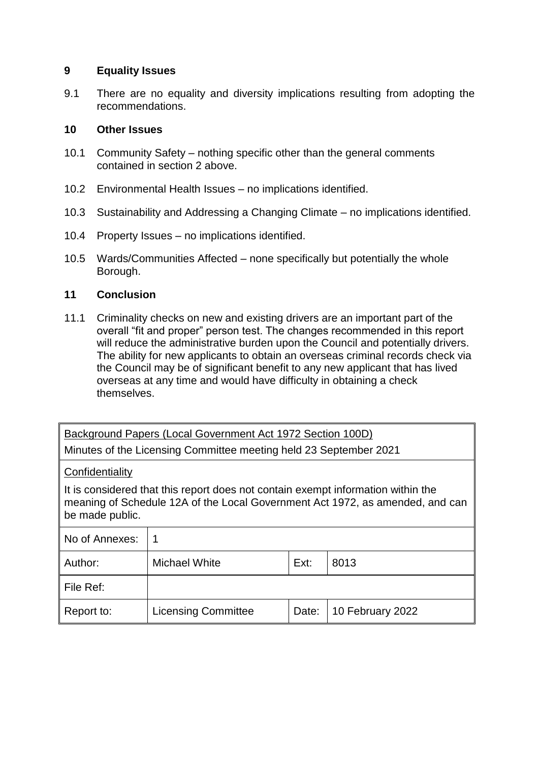## 9 Equality Issues

9.1 There are no equality and diversity implications resulting from adopting the recommendations.

## 10 Other Issues

10.1 Community Safety – nothing specific other than the general comments contained in section 2 above.

10.2 Environmental Health Issues – no implications identified.

10.3 Sustainability and Addressing a Changing Climate – no implications identified.

10.4 Property Issues – no implications identified.

10.5 Wards/Communities Affected – none specifically but potentially the whole Borough.

## 11 Conclusion

11.1 Criminality checks on new and existing drivers are an important part of the overall "fit and proper" person test. The changes recommended in this report will reduce the administrative burden upon the Council and potentially drivers. The ability for new applicants to obtain an overseas criminal records check via the Council may be of significant benefit to any new applicant that has lived overseas at any time and would have difficulty in obtaining a check themselves.

| | | | |
|---|---|---|---|
| Background Papers (Local Government Act 1972 Section 100D)<br>Minutes of the Licensing Committee meeting held 23 September 2021 | | | |
| Confidentiality<br>It is considered that this report does not contain exempt information within the meaning of Schedule 12A of the Local Government Act 1972, as amended, and can be made public. | | | |
| No of Annexes: | 1 | | |
| Author: | Michael White | Ext: | 8013 |
| File Ref: | | | |
| Report to: | Licensing Committee | Date: | 10 February 2022 |